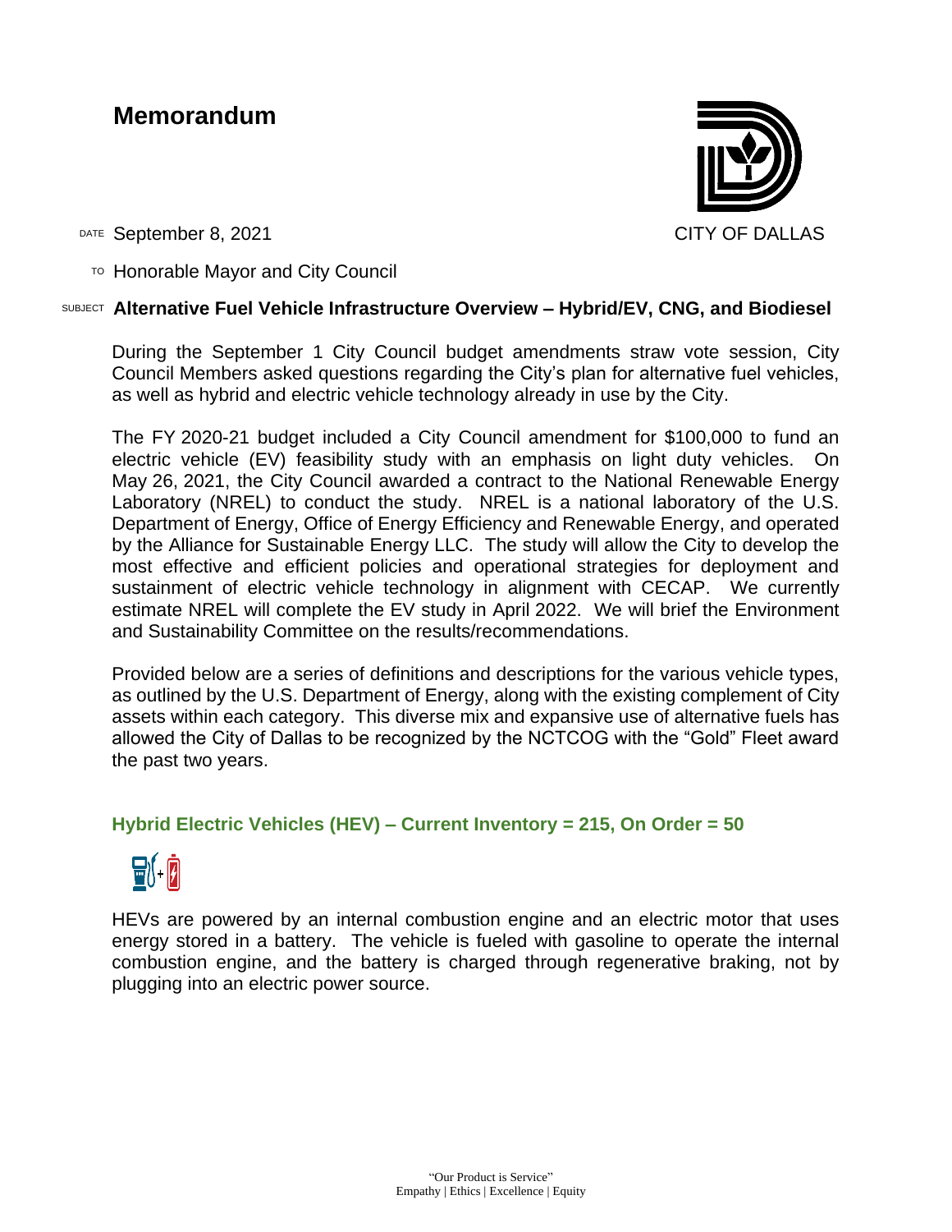# Memorandum

CITY OF DALLAS

DATE September 8, 2021

TO Honorable Mayor and City Council

SUBJECT **Alternative Fuel Vehicle Infrastructure Overview – Hybrid/EV, CNG, and Biodiesel**

During the September 1 City Council budget amendments straw vote session, City Council Members asked questions regarding the City's plan for alternative fuel vehicles, as well as hybrid and electric vehicle technology already in use by the City.

The FY 2020-21 budget included a City Council amendment for $100,000 to fund an electric vehicle (EV) feasibility study with an emphasis on light duty vehicles. On May 26, 2021, the City Council awarded a contract to the National Renewable Energy Laboratory (NREL) to conduct the study. NREL is a national laboratory of the U.S. Department of Energy, Office of Energy Efficiency and Renewable Energy, and operated by the Alliance for Sustainable Energy LLC. The study will allow the City to develop the most effective and efficient policies and operational strategies for deployment and sustainment of electric vehicle technology in alignment with CECAP. We currently estimate NREL will complete the EV study in April 2022. We will brief the Environment and Sustainability Committee on the results/recommendations.

Provided below are a series of definitions and descriptions for the various vehicle types, as outlined by the U.S. Department of Energy, along with the existing complement of City assets within each category. This diverse mix and expansive use of alternative fuels has allowed the City of Dallas to be recognized by the NCTCOG with the "Gold" Fleet award the past two years.

## Hybrid Electric Vehicles (HEV) – Current Inventory = 215, On Order = 50

HEVs are powered by an internal combustion engine and an electric motor that uses energy stored in a battery. The vehicle is fueled with gasoline to operate the internal combustion engine, and the battery is charged through regenerative braking, not by plugging into an electric power source.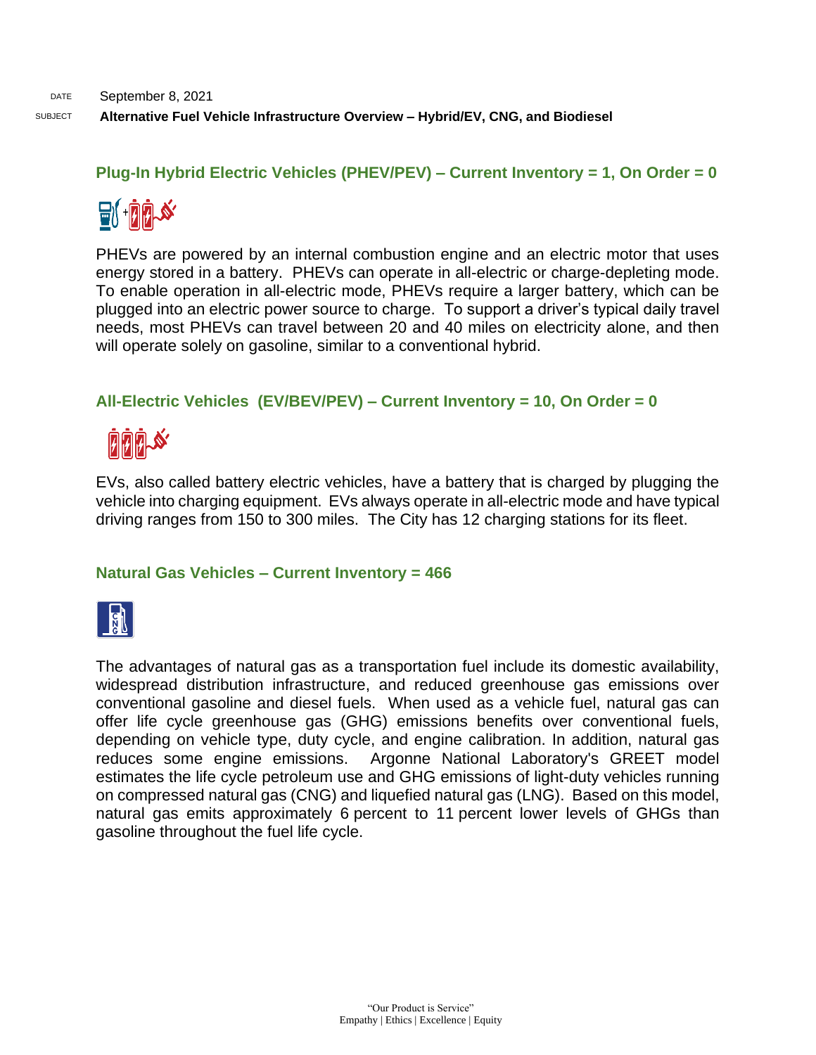DATE September 8, 2021

SUBJECT **Alternative Fuel Vehicle Infrastructure Overview – Hybrid/EV, CNG, and Biodiesel**

## Plug-In Hybrid Electric Vehicles (PHEV/PEV) – Current Inventory = 1, On Order = 0

PHEVs are powered by an internal combustion engine and an electric motor that uses energy stored in a battery. PHEVs can operate in all-electric or charge-depleting mode. To enable operation in all-electric mode, PHEVs require a larger battery, which can be plugged into an electric power source to charge. To support a driver's typical daily travel needs, most PHEVs can travel between 20 and 40 miles on electricity alone, and then will operate solely on gasoline, similar to a conventional hybrid.

## All-Electric Vehicles (EV/BEV/PEV) – Current Inventory = 10, On Order = 0

EVs, also called battery electric vehicles, have a battery that is charged by plugging the vehicle into charging equipment. EVs always operate in all-electric mode and have typical driving ranges from 150 to 300 miles. The City has 12 charging stations for its fleet.

## Natural Gas Vehicles – Current Inventory = 466

The advantages of natural gas as a transportation fuel include its domestic availability, widespread distribution infrastructure, and reduced greenhouse gas emissions over conventional gasoline and diesel fuels. When used as a vehicle fuel, natural gas can offer life cycle greenhouse gas (GHG) emissions benefits over conventional fuels, depending on vehicle type, duty cycle, and engine calibration. In addition, natural gas reduces some engine emissions. Argonne National Laboratory's GREET model estimates the life cycle petroleum use and GHG emissions of light-duty vehicles running on compressed natural gas (CNG) and liquefied natural gas (LNG). Based on this model, natural gas emits approximately 6 percent to 11 percent lower levels of GHGs than gasoline throughout the fuel life cycle.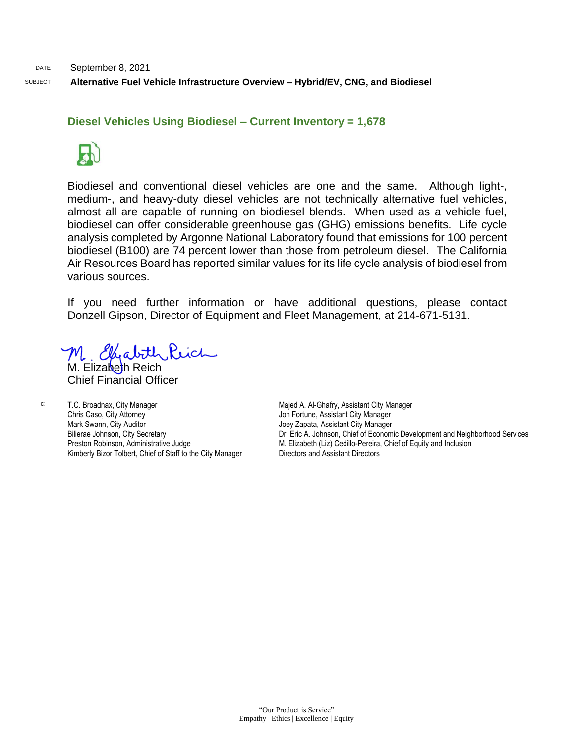DATE September 8, 2021

SUBJECT **Alternative Fuel Vehicle Infrastructure Overview – Hybrid/EV, CNG, and Biodiesel**

## Diesel Vehicles Using Biodiesel – Current Inventory = 1,678

Biodiesel and conventional diesel vehicles are one and the same. Although light-, medium-, and heavy-duty diesel vehicles are not technically alternative fuel vehicles, almost all are capable of running on biodiesel blends. When used as a vehicle fuel, biodiesel can offer considerable greenhouse gas (GHG) emissions benefits. Life cycle analysis completed by Argonne National Laboratory found that emissions for 100 percent biodiesel (B100) are 74 percent lower than those from petroleum diesel. The California Air Resources Board has reported similar values for its life cycle analysis of biodiesel from various sources.

If you need further information or have additional questions, please contact Donzell Gipson, Director of Equipment and Fleet Management, at 214-671-5131.

M. Elizabeth Reich
Chief Financial Officer

c:
T.C. Broadnax, City Manager
Chris Caso, City Attorney
Mark Swann, City Auditor
Bilierae Johnson, City Secretary
Preston Robinson, Administrative Judge
Kimberly Bizor Tolbert, Chief of Staff to the City Manager
Majed A. Al-Ghafry, Assistant City Manager
Jon Fortune, Assistant City Manager
Joey Zapata, Assistant City Manager
Dr. Eric A. Johnson, Chief of Economic Development and Neighborhood Services
M. Elizabeth (Liz) Cedillo-Pereira, Chief of Equity and Inclusion
Directors and Assistant Directors

"Our Product is Service"
Empathy | Ethics | Excellence | Equity